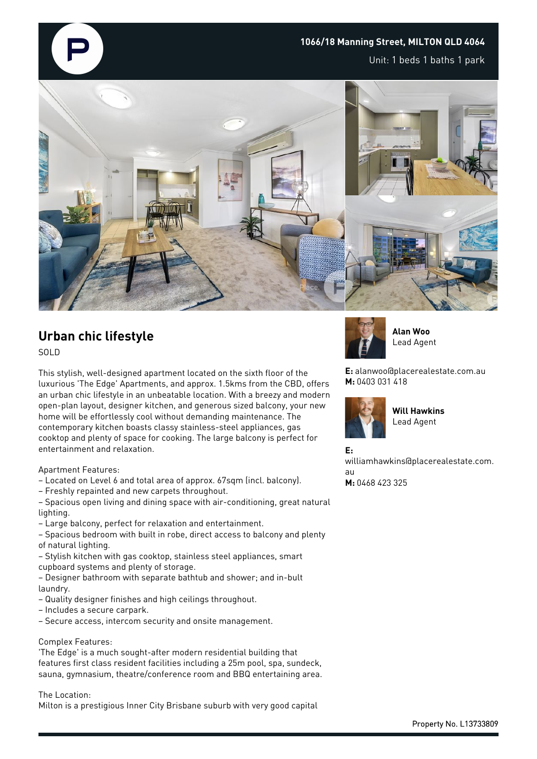**1066/18 Manning Street, MILTON QLD 4064**

Unit: 1 beds 1 baths 1 park

## Urban chic lifestyle

SOLD

This stylish, well-designed apartment located on the sixth floor of the luxurious 'The Edge' Apartments, and approx. 1.5kms from the CBD, offers an urban chic lifestyle in an unbeatable location. With a breezy and modern open-plan layout, designer kitchen, and generous sized balcony, your new home will be effortlessly cool without demanding maintenance. The contemporary kitchen boasts classy stainless-steel appliances, gas cooktop and plenty of space for cooking. The large balcony is perfect for entertainment and relaxation.

Apartment Features:
– Located on Level 6 and total area of approx. 67sqm (incl. balcony).
– Freshly repainted and new carpets throughout.
– Spacious open living and dining space with air-conditioning, great natural lighting.
– Large balcony, perfect for relaxation and entertainment.
– Spacious bedroom with built in robe, direct access to balcony and plenty of natural lighting.
– Stylish kitchen with gas cooktop, stainless steel appliances, smart cupboard systems and plenty of storage.
– Designer bathroom with separate bathtub and shower; and in-bult laundry.
– Quality designer finishes and high ceilings throughout.
– Includes a secure carpark.
– Secure access, intercom security and onsite management.

Complex Features:
'The Edge' is a much sought-after modern residential building that features first class resident facilities including a 25m pool, spa, sundeck, sauna, gymnasium, theatre/conference room and BBQ entertaining area.

The Location:
Milton is a prestigious Inner City Brisbane suburb with very good capital

**Alan Woo**
Lead Agent

**E:** alanwoo@placerealestate.com.au
**M:** 0403 031 418

**Will Hawkins**
Lead Agent

**E:** williamhawkins@placerealestate.com.au
**M:** 0468 423 325

Property No. L13733809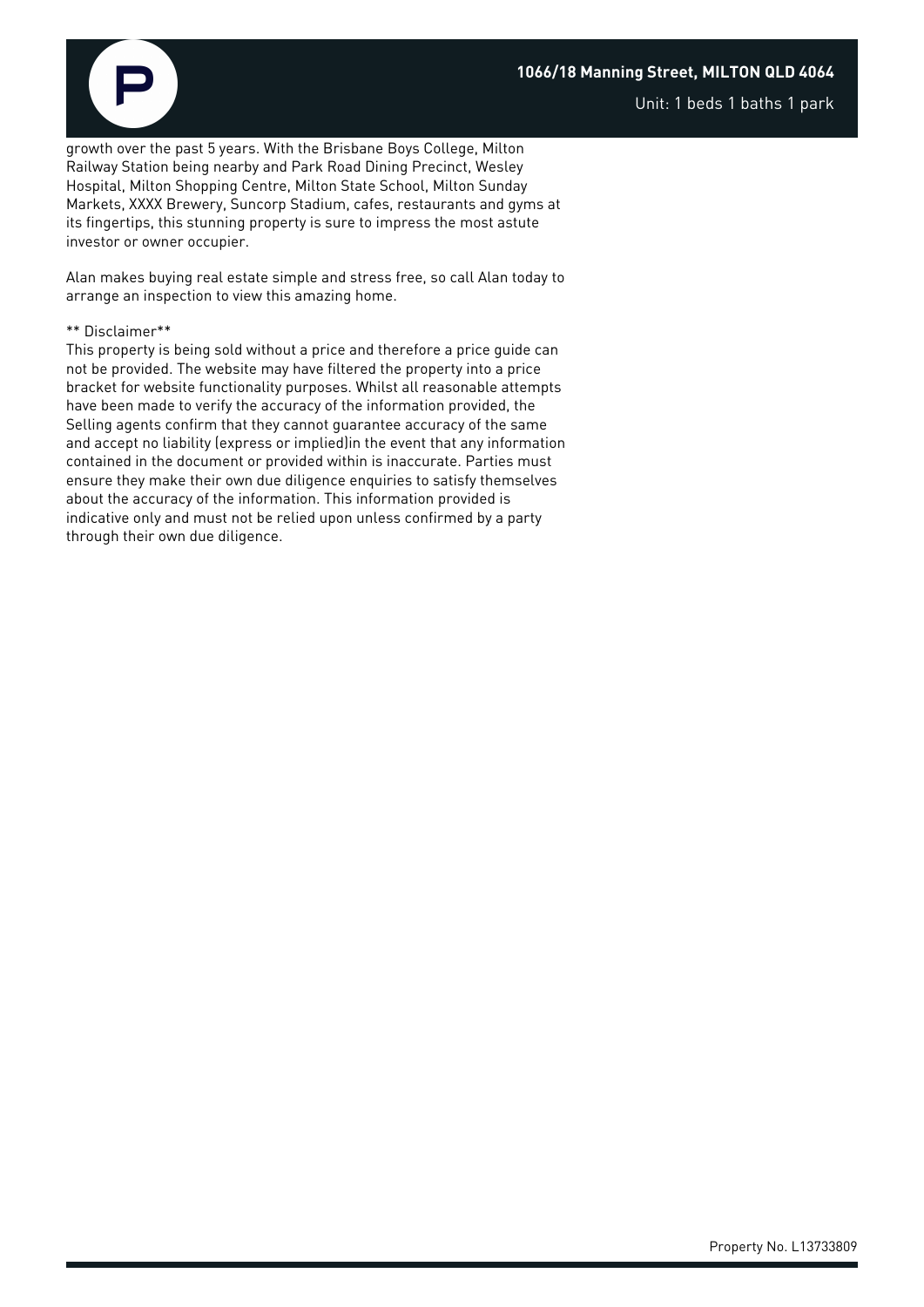growth over the past 5 years. With the Brisbane Boys College, Milton Railway Station being nearby and Park Road Dining Precinct, Wesley Hospital, Milton Shopping Centre, Milton State School, Milton Sunday Markets, XXXX Brewery, Suncorp Stadium, cafes, restaurants and gyms at its fingertips, this stunning property is sure to impress the most astute investor or owner occupier.

Alan makes buying real estate simple and stress free, so call Alan today to arrange an inspection to view this amazing home.

** Disclaimer**
This property is being sold without a price and therefore a price guide can not be provided. The website may have filtered the property into a price bracket for website functionality purposes. Whilst all reasonable attempts have been made to verify the accuracy of the information provided, the Selling agents confirm that they cannot guarantee accuracy of the same and accept no liability (express or implied)in the event that any information contained in the document or provided within is inaccurate. Parties must ensure they make their own due diligence enquiries to satisfy themselves about the accuracy of the information. This information provided is indicative only and must not be relied upon unless confirmed by a party through their own due diligence.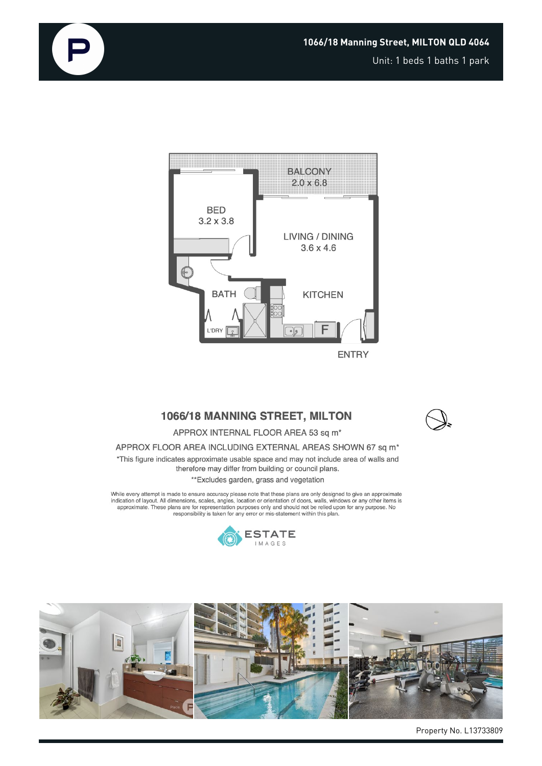**1066/18 Manning Street, MILTON QLD 4064**

Unit: 1 beds 1 baths 1 park

BALCONY
2.0 x 6.8

BED
3.2 x 3.8

LIVING / DINING
3.6 x 4.6

BATH

KITCHEN

L'DRY

F

ENTRY

## 1066/18 MANNING STREET, MILTON

APPROX INTERNAL FLOOR AREA 53 sq m*

APPROX FLOOR AREA INCLUDING EXTERNAL AREAS SHOWN 67 sq m*

*This figure indicates approximate usable space and may not include area of walls and therefore may differ from building or council plans.

**Excludes garden, grass and vegetation

While every attempt is made to ensure accuracy please note that these plans are only designed to give an approximate indication of layout. All dimensions, scales, angles, location or orientation of doors, walls, windows or any other items is approximate. These plans are for representation purposes only and should not be relied upon for any purpose. No responsibility is taken for any error or mis-statement within this plan.

ESTATE IMAGES

Property No. L13733809